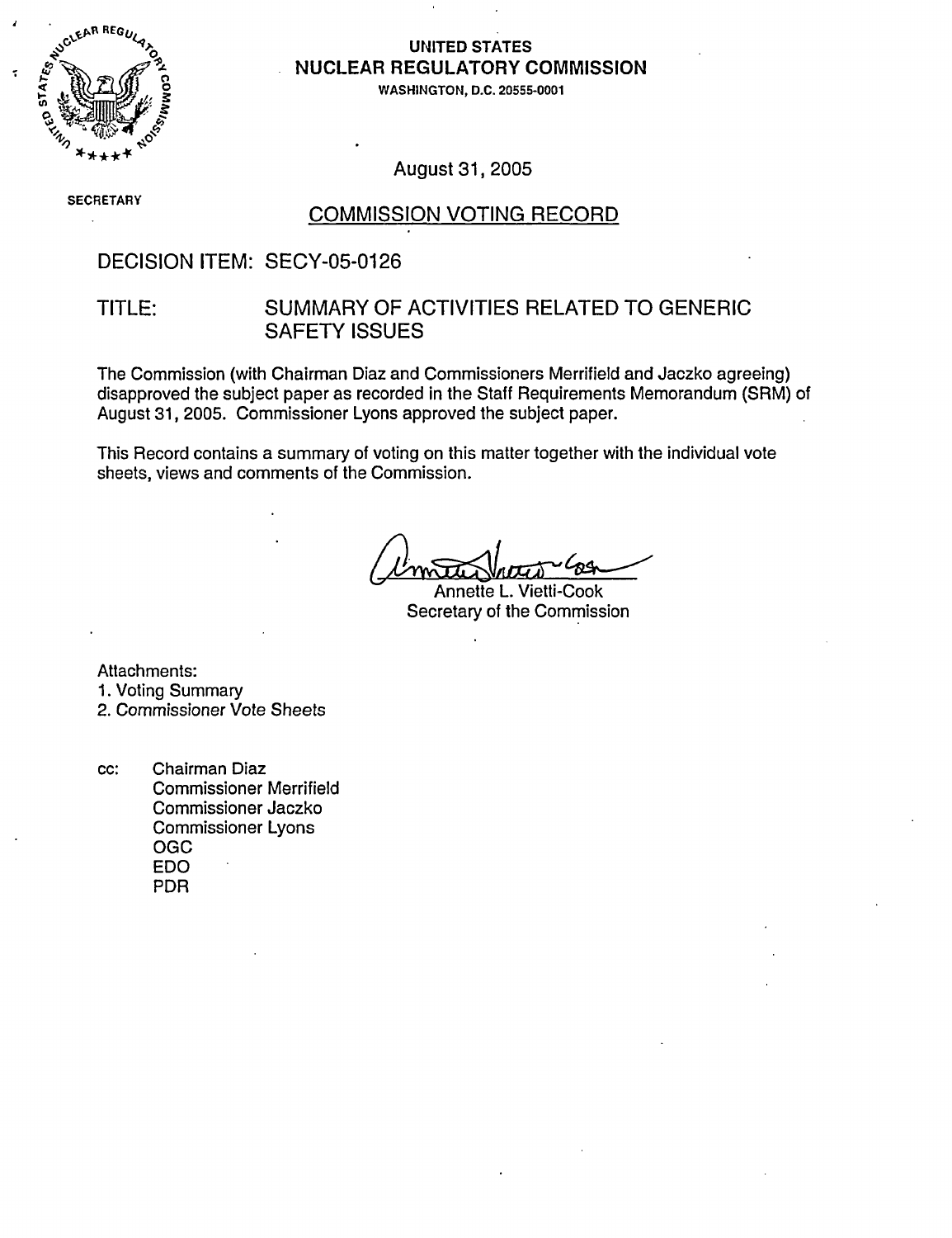**UNITED STATES**
**NUCLEAR REGULATORY COMMISSION**
WASHINGTON, D.C. 20555-0001

SECRETARY

August 31, 2005

## COMMISSION VOTING RECORD

DECISION ITEM: SECY-05-0126

TITLE: SUMMARY OF ACTIVITIES RELATED TO GENERIC SAFETY ISSUES

The Commission (with Chairman Diaz and Commissioners Merrifield and Jaczko agreeing) disapproved the subject paper as recorded in the Staff Requirements Memorandum (SRM) of August 31, 2005. Commissioner Lyons approved the subject paper.

This Record contains a summary of voting on this matter together with the individual vote sheets, views and comments of the Commission.

Annette L. Vietti-Cook
Secretary of the Commission

Attachments:
1. Voting Summary
2. Commissioner Vote Sheets

cc: Chairman Diaz
Commissioner Merrifield
Commissioner Jaczko
Commissioner Lyons
OGC
EDO
PDR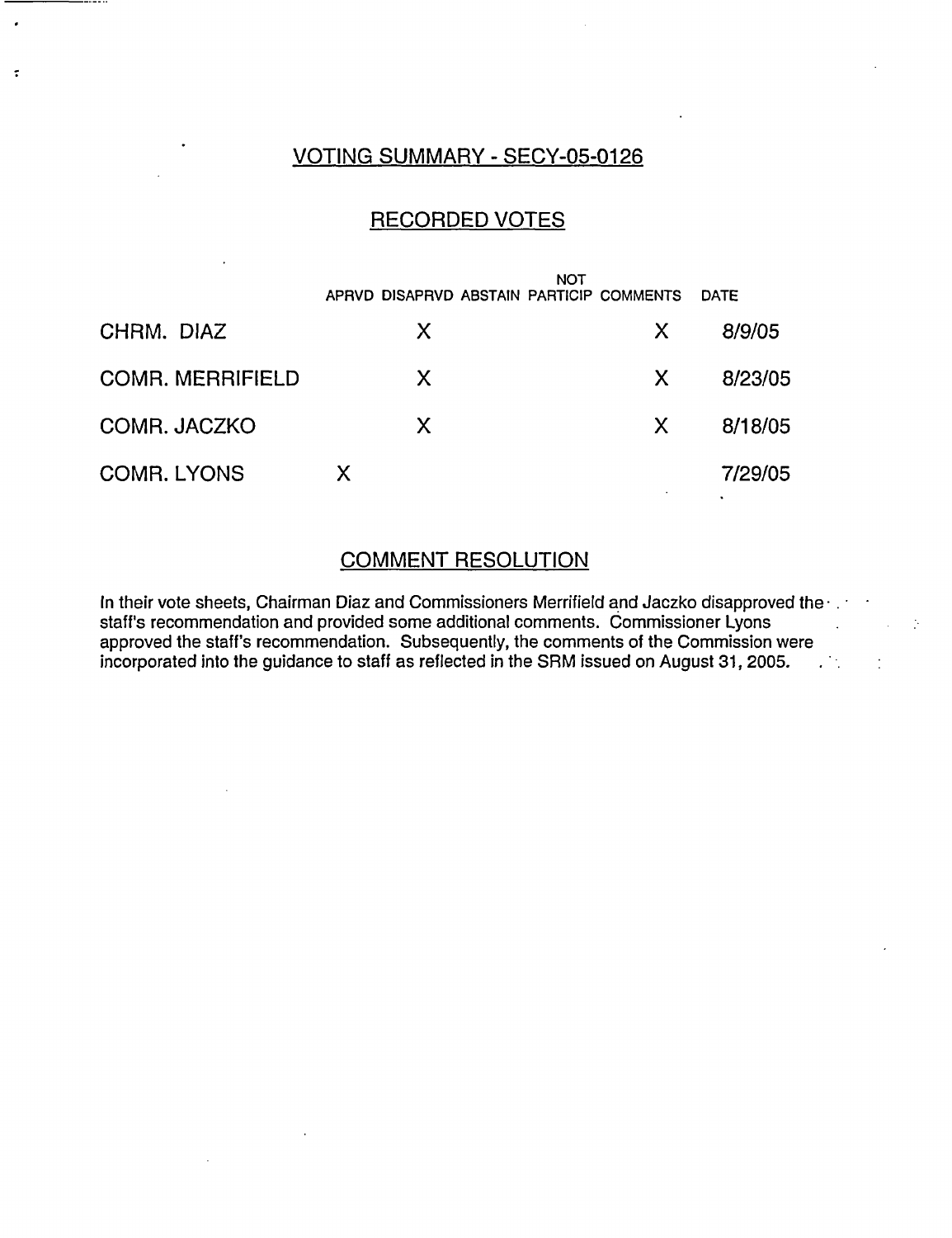## VOTING SUMMARY - SECY-05-0126

### RECORDED VOTES

| | APRVD | DISAPRVD | ABSTAIN | NOT PARTICIP | COMMENTS | DATE |
|---|---|---|---|---|---|---|
| CHRM. DIAZ | | X | | | X | 8/9/05 |
| COMR. MERRIFIELD | | X | | | X | 8/23/05 |
| COMR. JACZKO | | X | | | X | 8/18/05 |
| COMR. LYONS | X | | | | | 7/29/05 |

### COMMENT RESOLUTION

In their vote sheets, Chairman Diaz and Commissioners Merrifield and Jaczko disapproved the staff's recommendation and provided some additional comments. Commissioner Lyons approved the staff's recommendation. Subsequently, the comments of the Commission were incorporated into the guidance to staff as reflected in the SRM issued on August 31, 2005.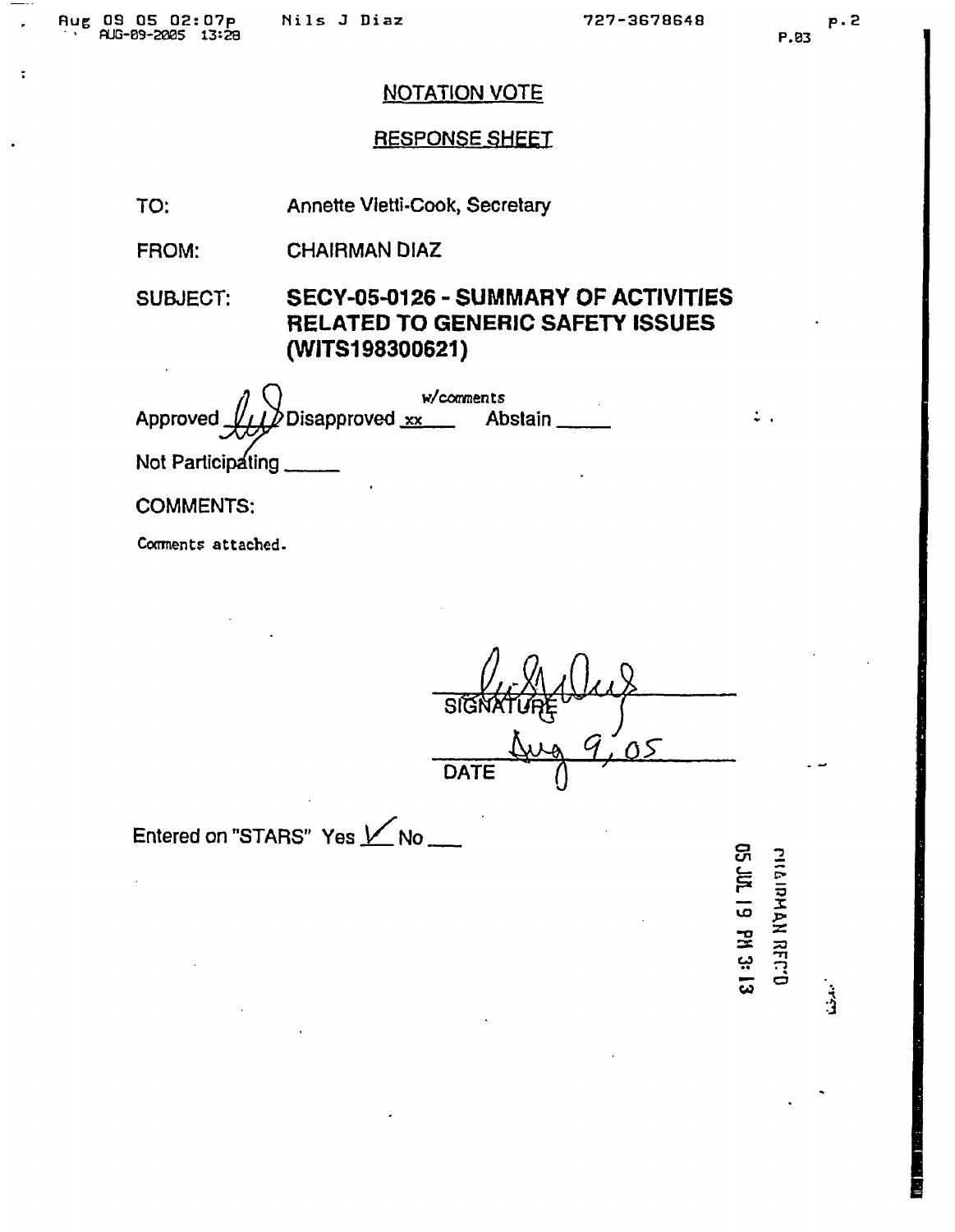NOTATION VOTE

RESPONSE SHEET

TO: Annette Vietti-Cook, Secretary

FROM: CHAIRMAN DIAZ

SUBJECT: **SECY-05-0126 - SUMMARY OF ACTIVITIES RELATED TO GENERIC SAFETY ISSUES (WITS198300621)**

Approved ___ w/comments Disapproved xx___ Abstain _____

Not Participating _____

COMMENTS:

Comments attached.

SIGNATURE

Aug 9, 05

DATE

Entered on "STARS" Yes ✓ No ___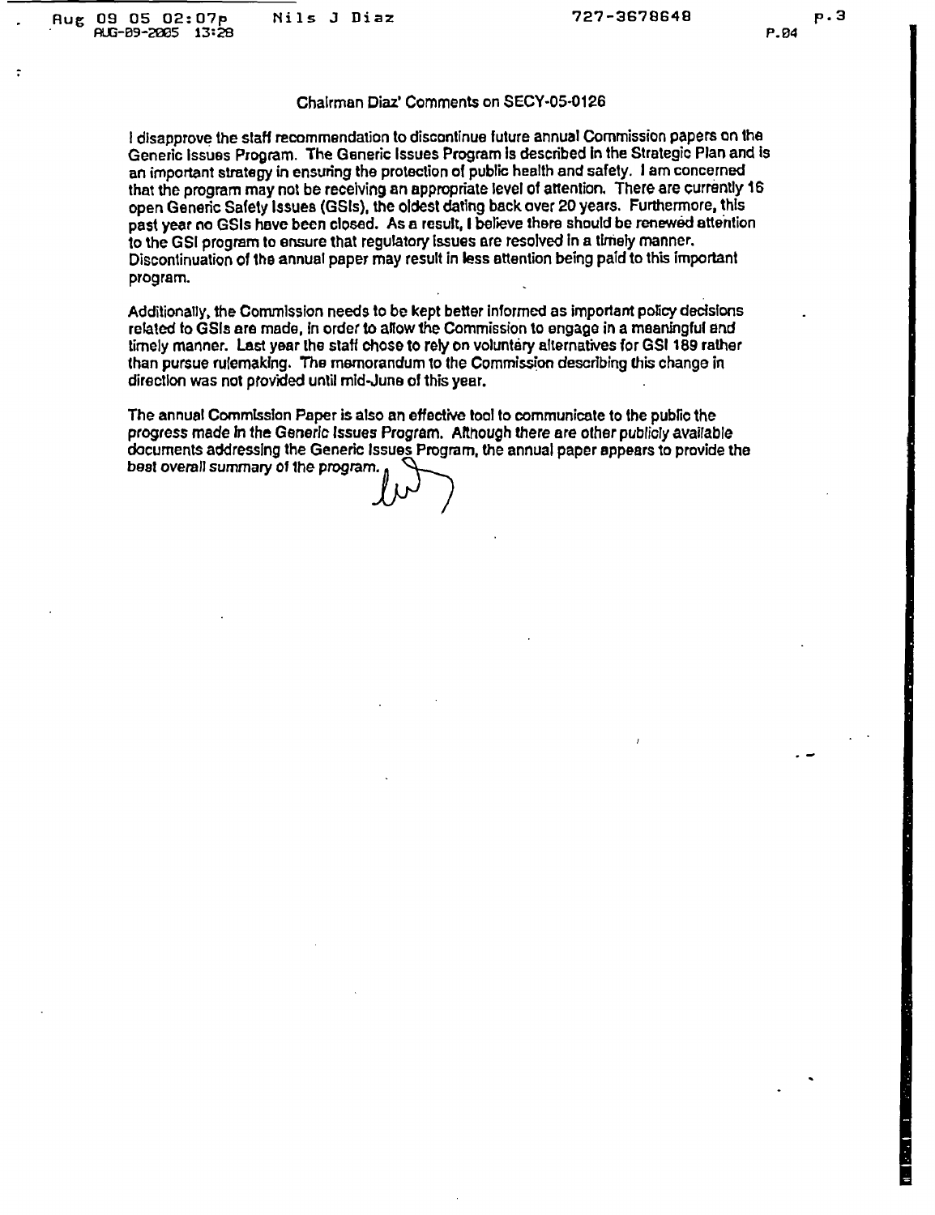## Chairman Diaz' Comments on SECY-05-0126

I disapprove the staff recommendation to discontinue future annual Commission papers on the Generic Issues Program. The Generic Issues Program is described in the Strategic Plan and is an important strategy in ensuring the protection of public health and safety. I am concerned that the program may not be receiving an appropriate level of attention. There are currently 16 open Generic Safety Issues (GSIs), the oldest dating back over 20 years. Furthermore, this past year no GSIs have been closed. As a result, I believe there should be renewed attention to the GSI program to ensure that regulatory issues are resolved in a timely manner. Discontinuation of the annual paper may result in less attention being paid to this important program.

Additionally, the Commission needs to be kept better informed as important policy decisions related to GSIs are made, in order to allow the Commission to engage in a meaningful and timely manner. Last year the staff chose to rely on voluntary alternatives for GSI 189 rather than pursue rulemaking. The memorandum to the Commission describing this change in direction was not provided until mid-June of this year.

The annual Commission Paper is also an effective tool to communicate to the public the progress made in the Generic Issues Program. Although there are other publicly available documents addressing the Generic Issues Program, the annual paper appears to provide the best overall summary of the program.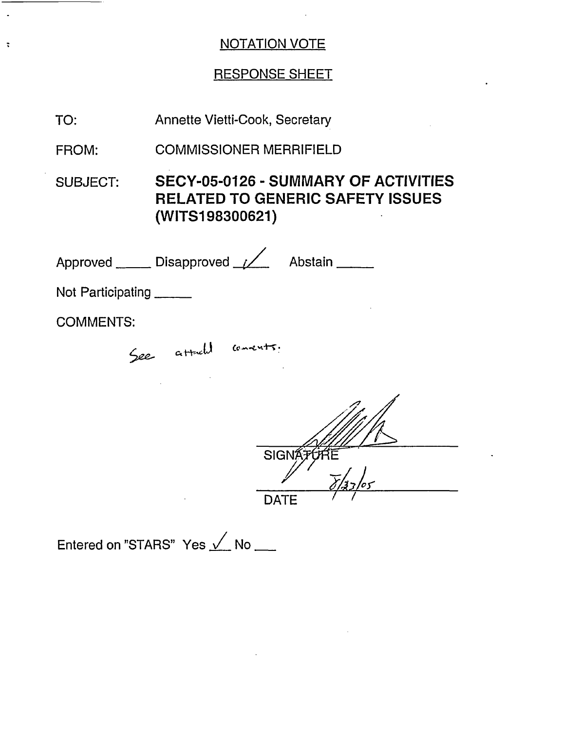## NOTATION VOTE

## RESPONSE SHEET

TO: Annette Vietti-Cook, Secretary

FROM: COMMISSIONER MERRIFIELD

SUBJECT: **SECY-05-0126 - SUMMARY OF ACTIVITIES RELATED TO GENERIC SAFETY ISSUES (WITS198300621)**

Approved _____ Disapproved ✓ Abstain _____

Not Participating _____

COMMENTS:

See attached comments.

SIGNATURE

8/23/05

DATE

Entered on "STARS" Yes ✓ No ___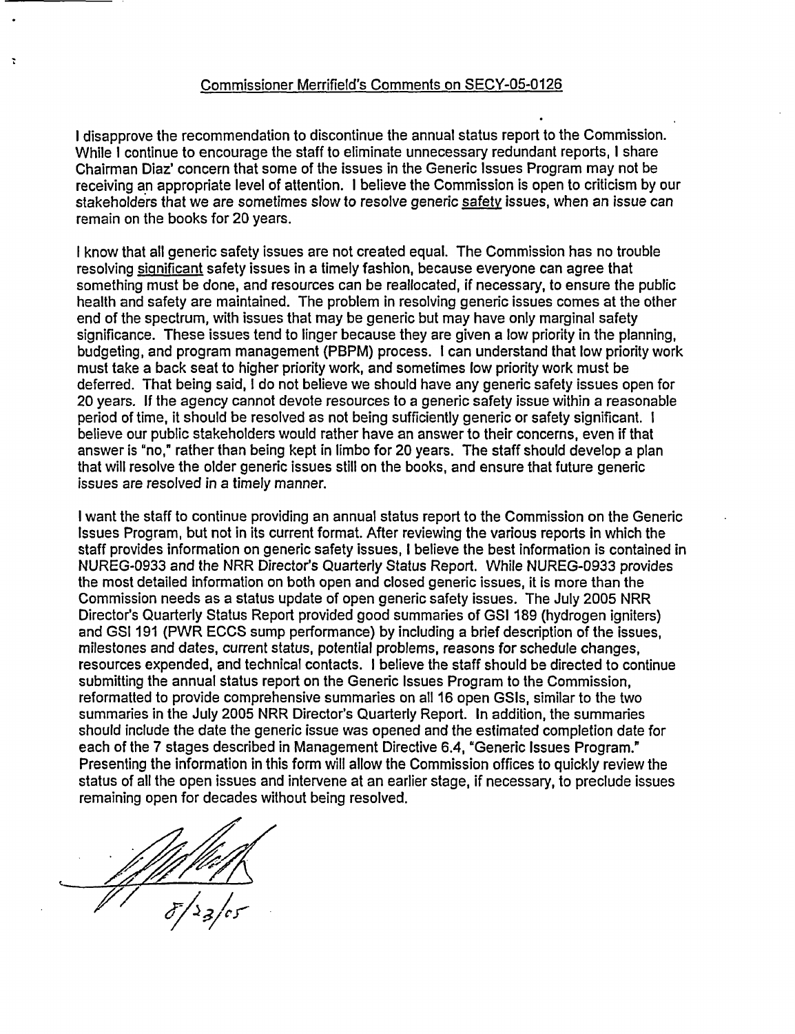Commissioner Merrifield's Comments on SECY-05-0126

I disapprove the recommendation to discontinue the annual status report to the Commission. While I continue to encourage the staff to eliminate unnecessary redundant reports, I share Chairman Diaz' concern that some of the issues in the Generic Issues Program may not be receiving an appropriate level of attention. I believe the Commission is open to criticism by our stakeholders that we are sometimes slow to resolve generic safety issues, when an issue can remain on the books for 20 years.

I know that all generic safety issues are not created equal. The Commission has no trouble resolving significant safety issues in a timely fashion, because everyone can agree that something must be done, and resources can be reallocated, if necessary, to ensure the public health and safety are maintained. The problem in resolving generic issues comes at the other end of the spectrum, with issues that may be generic but may have only marginal safety significance. These issues tend to linger because they are given a low priority in the planning, budgeting, and program management (PBPM) process. I can understand that low priority work must take a back seat to higher priority work, and sometimes low priority work must be deferred. That being said, I do not believe we should have any generic safety issues open for 20 years. If the agency cannot devote resources to a generic safety issue within a reasonable period of time, it should be resolved as not being sufficiently generic or safety significant. I believe our public stakeholders would rather have an answer to their concerns, even if that answer is "no," rather than being kept in limbo for 20 years. The staff should develop a plan that will resolve the older generic issues still on the books, and ensure that future generic issues are resolved in a timely manner.

I want the staff to continue providing an annual status report to the Commission on the Generic Issues Program, but not in its current format. After reviewing the various reports in which the staff provides information on generic safety issues, I believe the best information is contained in NUREG-0933 and the NRR Director's Quarterly Status Report. While NUREG-0933 provides the most detailed information on both open and closed generic issues, it is more than the Commission needs as a status update of open generic safety issues. The July 2005 NRR Director's Quarterly Status Report provided good summaries of GSI 189 (hydrogen igniters) and GSI 191 (PWR ECCS sump performance) by including a brief description of the issues, milestones and dates, current status, potential problems, reasons for schedule changes, resources expended, and technical contacts. I believe the staff should be directed to continue submitting the annual status report on the Generic Issues Program to the Commission, reformatted to provide comprehensive summaries on all 16 open GSIs, similar to the two summaries in the July 2005 NRR Director's Quarterly Report. In addition, the summaries should include the date the generic issue was opened and the estimated completion date for each of the 7 stages described in Management Directive 6.4, "Generic Issues Program." Presenting the information in this form will allow the Commission offices to quickly review the status of all the open issues and intervene at an earlier stage, if necessary, to preclude issues remaining open for decades without being resolved.

8/23/05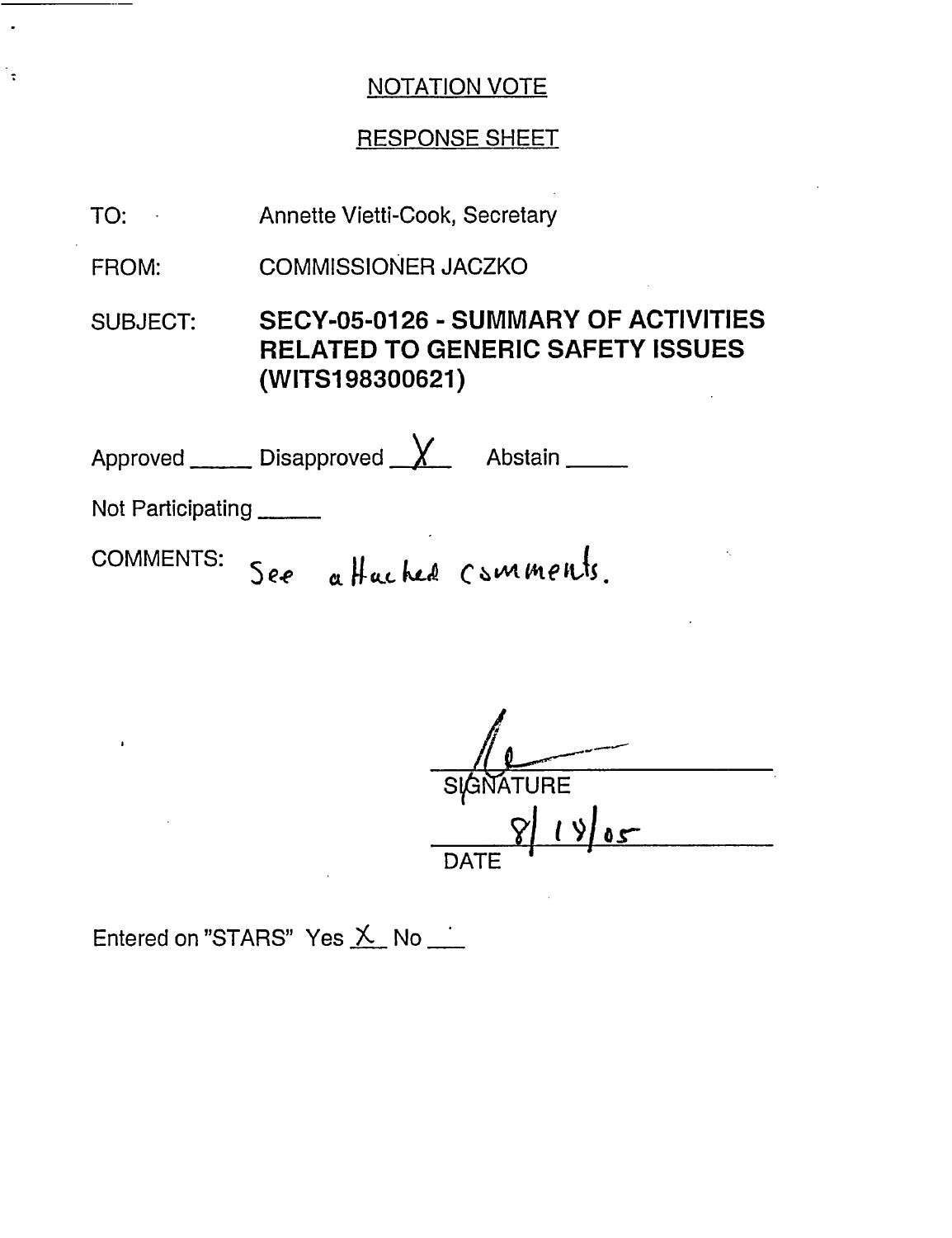## NOTATION VOTE

## RESPONSE SHEET

TO: Annette Vietti-Cook, Secretary

FROM: COMMISSIONER JACZKO

SUBJECT: **SECY-05-0126 - SUMMARY OF ACTIVITIES RELATED TO GENERIC SAFETY ISSUES (WITS198300621)**

Approved _____ Disapproved __X__ Abstain _____

Not Participating _____

COMMENTS: See attached comments.

SIGNATURE

8/18/05

DATE

Entered on "STARS" Yes X No ___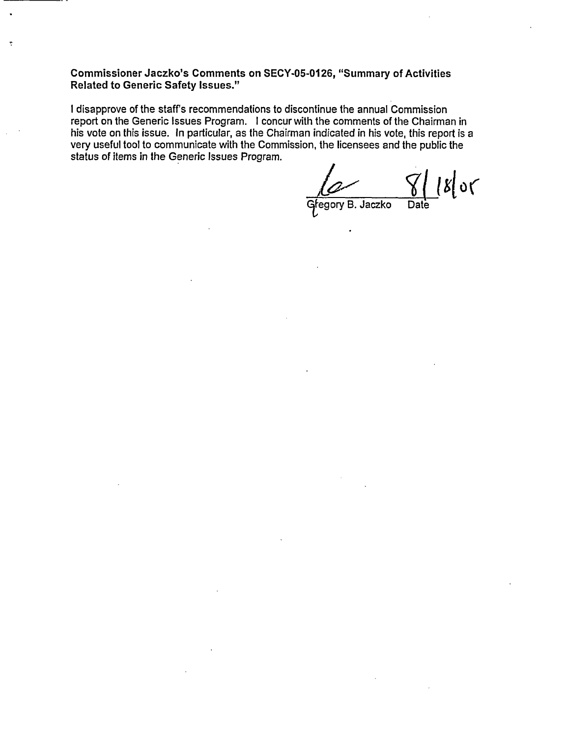**Commissioner Jaczko's Comments on SECY-05-0126, "Summary of Activities Related to Generic Safety Issues."**

I disapprove of the staff's recommendations to discontinue the annual Commission report on the Generic Issues Program. I concur with the comments of the Chairman in his vote on this issue. In particular, as the Chairman indicated in his vote, this report is a very useful tool to communicate with the Commission, the licensees and the public the status of items in the Generic Issues Program.

Gregory B. Jaczko &nbsp;&nbsp;&nbsp;&nbsp; 8/18/05
Date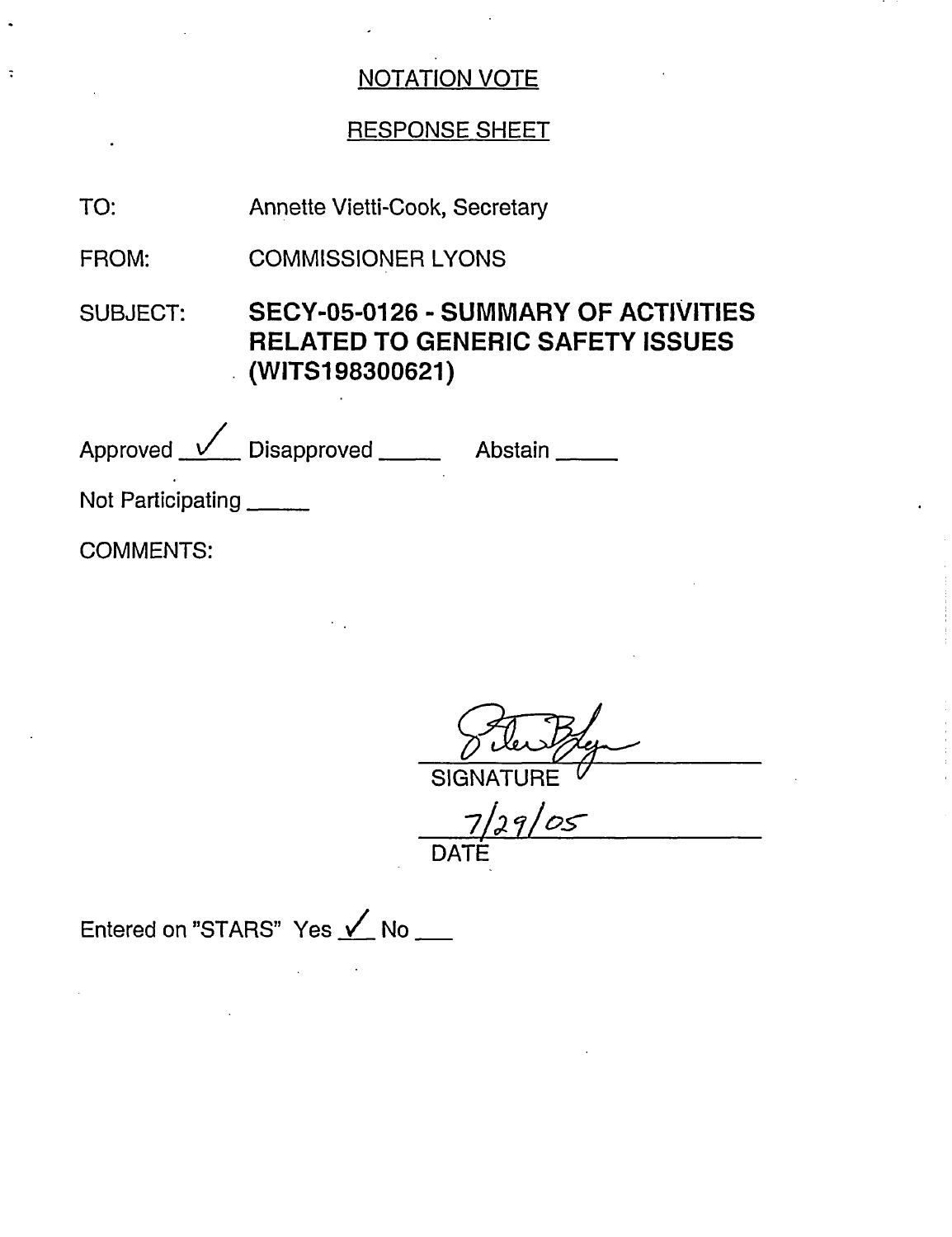NOTATION VOTE

RESPONSE SHEET

TO: Annette Vietti-Cook, Secretary

FROM: COMMISSIONER LYONS

SUBJECT: **SECY-05-0126 - SUMMARY OF ACTIVITIES RELATED TO GENERIC SAFETY ISSUES (WITS198300621)**

Approved ✓ Disapproved _____ Abstain _____

Not Participating _____

COMMENTS:

SIGNATURE

7/29/05

DATE

Entered on "STARS" Yes ✓ No ___